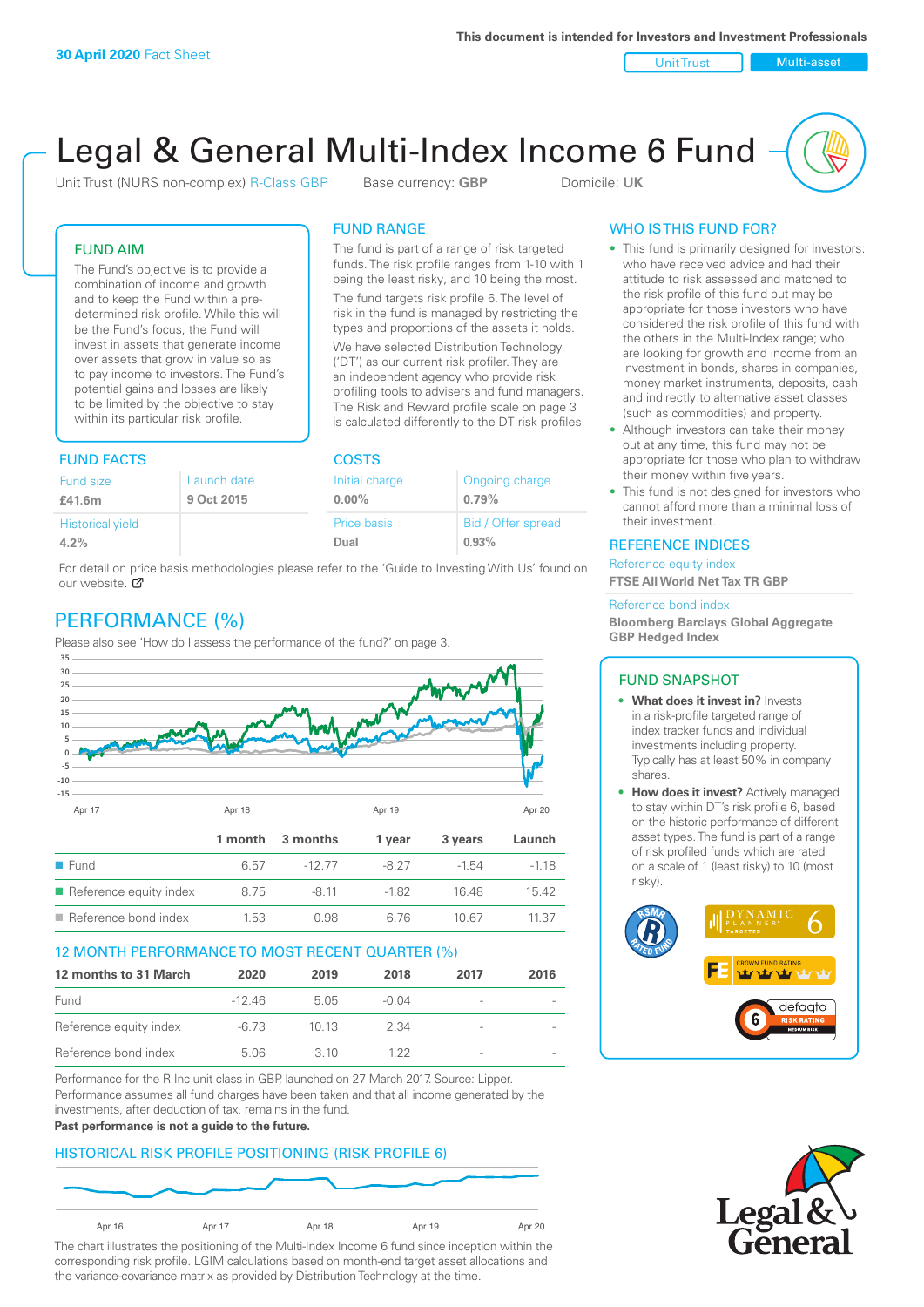**30 April 2020** Fact Sheet

**This document is intended for Investors and Investment Professionals**

Unit Trust | Multi-asset

# Legal & General Multi-Index Income 6 Fund

Unit Trust (NURS non-complex) R-Class GBP  Base currency: **GBP**  Domicile: **UK**

## FUND AIM

The Fund's objective is to provide a combination of income and growth and to keep the Fund within a pre-determined risk profile. While this will be the Fund's focus, the Fund will invest in assets that generate income over assets that grow in value so as to pay income to investors. The Fund's potential gains and losses are likely to be limited by the objective to stay within its particular risk profile.

## FUND RANGE

The fund is part of a range of risk targeted funds. The risk profile ranges from 1-10 with 1 being the least risky, and 10 being the most.

The fund targets risk profile 6. The level of risk in the fund is managed by restricting the types and proportions of the assets it holds.

We have selected Distribution Technology ('DT') as our current risk profiler. They are an independent agency who provide risk profiling tools to advisers and fund managers. The Risk and Reward profile scale on page 3 is calculated differently to the DT risk profiles.

## WHO IS THIS FUND FOR?

- This fund is primarily designed for investors: who have received advice and had their attitude to risk assessed and matched to the risk profile of this fund but may be appropriate for those investors who have considered the risk profile of this fund with the others in the Multi-Index range; who are looking for growth and income from an investment in bonds, shares in companies, money market instruments, deposits, cash and indirectly to alternative asset classes (such as commodities) and property.
- Although investors can take their money out at any time, this fund may not be appropriate for those who plan to withdraw their money within five years.
- This fund is not designed for investors who cannot afford more than a minimal loss of their investment.

## FUND FACTS

| Fund size | Launch date |
|---|---|
| **£41.6m** | **9 Oct 2015** |
| Historical yield | |
| **4.2%** | |

## COSTS

| Initial charge | Ongoing charge |
|---|---|
| **0.00%** | **0.79%** |
| Price basis | Bid / Offer spread |
| **Dual** | **0.93%** |

For detail on price basis methodologies please refer to the 'Guide to Investing With Us' found on our website.

## REFERENCE INDICES

Reference equity index
**FTSE All World Net Tax TR GBP**

Reference bond index
**Bloomberg Barclays Global Aggregate GBP Hedged Index**

## PERFORMANCE (%)

Please also see 'How do I assess the performance of the fund?' on page 3.

| | 1 month | 3 months | 1 year | 3 years | Launch |
|---|---|---|---|---|---|
| Fund | 6.57 | -12.77 | -8.27 | -1.54 | -1.18 |
| Reference equity index | 8.75 | -8.11 | -1.82 | 16.48 | 15.42 |
| Reference bond index | 1.53 | 0.98 | 6.76 | 10.67 | 11.37 |

## 12 MONTH PERFORMANCE TO MOST RECENT QUARTER (%)

| 12 months to 31 March | 2020 | 2019 | 2018 | 2017 | 2016 |
|---|---|---|---|---|---|
| Fund | -12.46 | 5.05 | -0.04 | - | - |
| Reference equity index | -6.73 | 10.13 | 2.34 | - | - |
| Reference bond index | 5.06 | 3.10 | 1.22 | - | - |

Performance for the R Inc unit class in GBP, launched on 27 March 2017. Source: Lipper. Performance assumes all fund charges have been taken and that all income generated by the investments, after deduction of tax, remains in the fund.

**Past performance is not a guide to the future.**

## FUND SNAPSHOT

- **What does it invest in?** Invests in a risk-profile targeted range of index tracker funds and individual investments including property. Typically has at least 50% in company shares.
- **How does it invest?** Actively managed to stay within DT's risk profile 6, based on the historic performance of different asset types. The fund is part of a range of risk profiled funds which are rated on a scale of 1 (least risky) to 10 (most risky).

## HISTORICAL RISK PROFILE POSITIONING (RISK PROFILE 6)

The chart illustrates the positioning of the Multi-Index Income 6 fund since inception within the corresponding risk profile. LGIM calculations based on month-end target asset allocations and the variance-covariance matrix as provided by Distribution Technology at the time.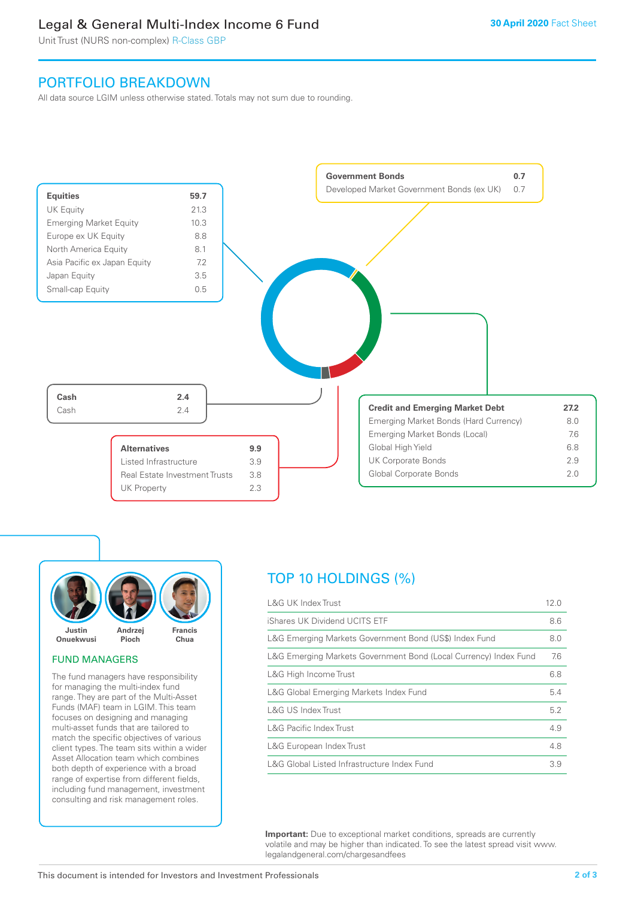# Legal & General Multi-Index Income 6 Fund

Unit Trust (NURS non-complex) R-Class GBP

**30 April 2020** Fact Sheet

## PORTFOLIO BREAKDOWN

All data source LGIM unless otherwise stated. Totals may not sum due to rounding.

| **Equities** | **59.7** |
|---|---|
| UK Equity | 21.3 |
| Emerging Market Equity | 10.3 |
| Europe ex UK Equity | 8.8 |
| North America Equity | 8.1 |
| Asia Pacific ex Japan Equity | 7.2 |
| Japan Equity | 3.5 |
| Small-cap Equity | 0.5 |

| **Government Bonds** | **0.7** |
|---|---|
| Developed Market Government Bonds (ex UK) | 0.7 |

| **Cash** | **2.4** |
|---|---|
| Cash | 2.4 |

| **Alternatives** | **9.9** |
|---|---|
| Listed Infrastructure | 3.9 |
| Real Estate Investment Trusts | 3.8 |
| UK Property | 2.3 |

| **Credit and Emerging Market Debt** | **27.2** |
|---|---|
| Emerging Market Bonds (Hard Currency) | 8.0 |
| Emerging Market Bonds (Local) | 7.6 |
| Global High Yield | 6.8 |
| UK Corporate Bonds | 2.9 |
| Global Corporate Bonds | 2.0 |

### FUND MANAGERS

Justin Onuekwusi, Andrzej Pioch, Francis Chua

The fund managers have responsibility for managing the multi-index fund range. They are part of the Multi-Asset Funds (MAF) team in LGIM. This team focuses on designing and managing multi-asset funds that are tailored to match the specific objectives of various client types. The team sits within a wider Asset Allocation team which combines both depth of experience with a broad range of expertise from different fields, including fund management, investment consulting and risk management roles.

## TOP 10 HOLDINGS (%)

| Holding | % |
|---|---|
| L&G UK Index Trust | 12.0 |
| iShares UK Dividend UCITS ETF | 8.6 |
| L&G Emerging Markets Government Bond (US$) Index Fund | 8.0 |
| L&G Emerging Markets Government Bond (Local Currency) Index Fund | 7.6 |
| L&G High Income Trust | 6.8 |
| L&G Global Emerging Markets Index Fund | 5.4 |
| L&G US Index Trust | 5.2 |
| L&G Pacific Index Trust | 4.9 |
| L&G European Index Trust | 4.8 |
| L&G Global Listed Infrastructure Index Fund | 3.9 |

**Important:** Due to exceptional market conditions, spreads are currently volatile and may be higher than indicated. To see the latest spread visit www.legalandgeneral.com/chargesandfees

This document is intended for Investors and Investment Professionals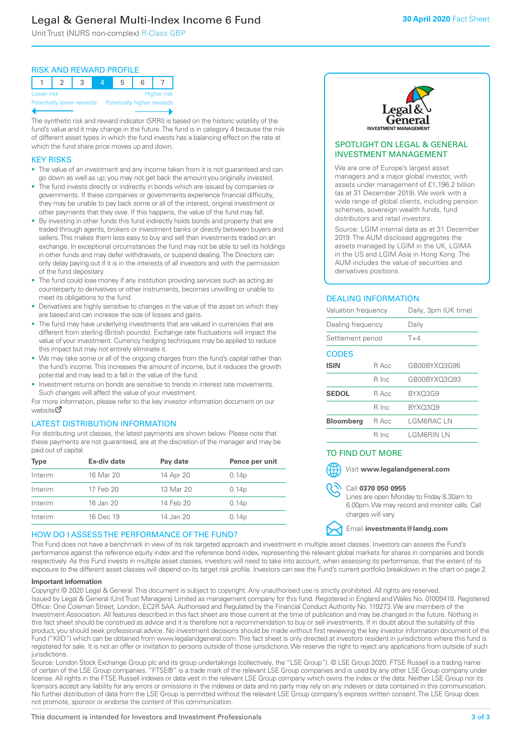# Legal & General Multi-Index Income 6 Fund

Unit Trust (NURS non-complex) R-Class GBP

**30 April 2020** Fact Sheet

## RISK AND REWARD PROFILE

| 1 | 2 | 3 | 4 | 5 | 6 | 7 |
|---|---|---|---|---|---|---|

Lower risk — Higher risk

Potentially lower rewards — Potentially higher rewards

The synthetic risk and reward indicator (SRRI) is based on the historic volatility of the fund's value and it may change in the future. The fund is in category 4 because the mix of different asset types in which the fund invests has a balancing effect on the rate at which the fund share price moves up and down.

## KEY RISKS

- The value of an investment and any income taken from it is not guaranteed and can go down as well as up; you may not get back the amount you originally invested.
- The fund invests directly or indirectly in bonds which are issued by companies or governments. If these companies or governments experience financial difficulty, they may be unable to pay back some or all of the interest, original investment or other payments that they owe. If this happens, the value of the fund may fall.
- By investing in other funds this fund indirectly holds bonds and property that are traded through agents, brokers or investment banks or directly between buyers and sellers. This makes them less easy to buy and sell than investments traded on an exchange. In exceptional circumstances the fund may not be able to sell its holdings in other funds and may defer withdrawals, or suspend dealing. The Directors can only delay paying out if it is in the interests of all investors and with the permission of the fund depositary.
- The fund could lose money if any institution providing services such as acting as counterparty to derivatives or other instruments, becomes unwilling or unable to meet its obligations to the fund.
- Derivatives are highly sensitive to changes in the value of the asset on which they are based and can increase the size of losses and gains.
- The fund may have underlying investments that are valued in currencies that are different from sterling (British pounds). Exchange rate fluctuations will impact the value of your investment. Currency hedging techniques may be applied to reduce this impact but may not entirely eliminate it.
- We may take some or all of the ongoing charges from the fund's capital rather than the fund's income. This increases the amount of income, but it reduces the growth potential and may lead to a fall in the value of the fund.
- Investment returns on bonds are sensitive to trends in interest rate movements. Such changes will affect the value of your investment.

For more information, please refer to the key investor information document on our website

## LATEST DISTRIBUTION INFORMATION

For distributing unit classes, the latest payments are shown below. Please note that these payments are not guaranteed, are at the discretion of the manager and may be paid out of capital.

| Type | Ex-div date | Pay date | Pence per unit |
|---|---|---|---|
| Interim | 16 Mar 20 | 14 Apr 20 | 0.14p |
| Interim | 17 Feb 20 | 13 Mar 20 | 0.14p |
| Interim | 16 Jan 20 | 14 Feb 20 | 0.14p |
| Interim | 16 Dec 19 | 14 Jan 20 | 0.14p |

## SPOTLIGHT ON LEGAL & GENERAL INVESTMENT MANAGEMENT

We are one of Europe's largest asset managers and a major global investor, with assets under management of £1,196.2 billion (as at 31 December 2019). We work with a wide range of global clients, including pension schemes, sovereign wealth funds, fund distributors and retail investors.

Source: LGIM internal data as at 31 December 2019. The AUM disclosed aggregates the assets managed by LGIM in the UK, LGIMA in the US and LGIM Asia in Hong Kong. The AUM includes the value of securities and derivatives positions.

## DEALING INFORMATION

| | |
|---|---|
| Valuation frequency | Daily, 3pm (UK time) |
| Dealing frequency | Daily |
| Settlement period | T+4 |

## CODES

| | | |
|---|---|---|
| **ISIN** | R Acc | GB00BYXQ3G95 |
| | R Inc | GB00BYXQ3Q93 |
| **SEDOL** | R Acc | BYXQ3G9 |
| | R Inc | BYXQ3Q9 |
| **Bloomberg** | R Acc | LGM6RAC LN |
| | R Inc | LGM6RIN LN |

## TO FIND OUT MORE

Visit **www.legalandgeneral.com**

Call **0370 050 0955**
Lines are open Monday to Friday 8.30am to 6.00pm. We may record and monitor calls. Call charges will vary.

Email **investments@landg.com**

## HOW DO I ASSESS THE PERFORMANCE OF THE FUND?

This Fund does not have a benchmark in view of its risk targeted approach and investment in multiple asset classes. Investors can assess the Fund's performance against the reference equity index and the reference bond index, representing the relevant global markets for shares in companies and bonds respectively. As this Fund invests in multiple asset classes, investors will need to take into account, when assessing its performance, that the extent of its exposure to the different asset classes will depend on its target risk profile. Investors can see the Fund's current portfolio breakdown in the chart on page 2.

### Important information

Copyright © 2020 Legal & General. This document is subject to copyright. Any unauthorised use is strictly prohibited. All rights are reserved.
Issued by Legal & General (Unit Trust Managers) Limited as management company for this fund. Registered in England and Wales No. 01009418. Registered Office: One Coleman Street, London, EC2R 5AA. Authorised and Regulated by the Financial Conduct Authority No. 119273. We are members of the Investment Association. All features described in this fact sheet are those current at the time of publication and may be changed in the future. Nothing in this fact sheet should be construed as advice and it is therefore not a recommendation to buy or sell investments. If in doubt about the suitability of this product, you should seek professional advice. No investment decisions should be made without first reviewing the key investor information document of the Fund ("KIID") which can be obtained from www.legalandgeneral.com. This fact sheet is only directed at investors resident in jurisdictions where this fund is registered for sale. It is not an offer or invitation to persons outside of those jurisdictions. We reserve the right to reject any applications from outside of such jurisdictions.
Source: London Stock Exchange Group plc and its group undertakings (collectively, the "LSE Group"). © LSE Group 2020. FTSE Russell is a trading name of certain of the LSE Group companies. "FTSE®" is a trade mark of the relevant LSE Group companies and is used by any other LSE Group company under license. All rights in the FTSE Russell indexes or data vest in the relevant LSE Group company which owns the index or the data. Neither LSE Group nor its licensors accept any liability for any errors or omissions in the indexes or data and no party may rely on any indexes or data contained in this communication. No further distribution of data from the LSE Group is permitted without the relevant LSE Group company's express written consent. The LSE Group does not promote, sponsor or endorse the content of this communication.

This document is intended for Investors and Investment Professionals